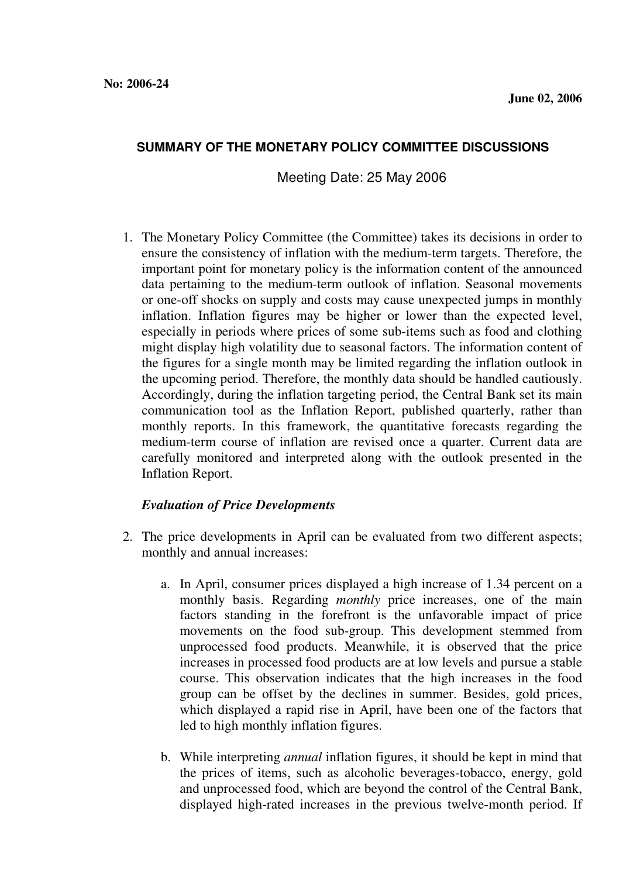**No: 2006-24**

**June 02, 2006**

## SUMMARY OF THE MONETARY POLICY COMMITTEE DISCUSSIONS

Meeting Date: 25 May 2006

1. The Monetary Policy Committee (the Committee) takes its decisions in order to ensure the consistency of inflation with the medium-term targets. Therefore, the important point for monetary policy is the information content of the announced data pertaining to the medium-term outlook of inflation. Seasonal movements or one-off shocks on supply and costs may cause unexpected jumps in monthly inflation. Inflation figures may be higher or lower than the expected level, especially in periods where prices of some sub-items such as food and clothing might display high volatility due to seasonal factors. The information content of the figures for a single month may be limited regarding the inflation outlook in the upcoming period. Therefore, the monthly data should be handled cautiously. Accordingly, during the inflation targeting period, the Central Bank set its main communication tool as the Inflation Report, published quarterly, rather than monthly reports. In this framework, the quantitative forecasts regarding the medium-term course of inflation are revised once a quarter. Current data are carefully monitored and interpreted along with the outlook presented in the Inflation Report.

### *Evaluation of Price Developments*

2. The price developments in April can be evaluated from two different aspects; monthly and annual increases:

   a. In April, consumer prices displayed a high increase of 1.34 percent on a monthly basis. Regarding *monthly* price increases, one of the main factors standing in the forefront is the unfavorable impact of price movements on the food sub-group. This development stemmed from unprocessed food products. Meanwhile, it is observed that the price increases in processed food products are at low levels and pursue a stable course. This observation indicates that the high increases in the food group can be offset by the declines in summer. Besides, gold prices, which displayed a rapid rise in April, have been one of the factors that led to high monthly inflation figures.

   b. While interpreting *annual* inflation figures, it should be kept in mind that the prices of items, such as alcoholic beverages-tobacco, energy, gold and unprocessed food, which are beyond the control of the Central Bank, displayed high-rated increases in the previous twelve-month period. If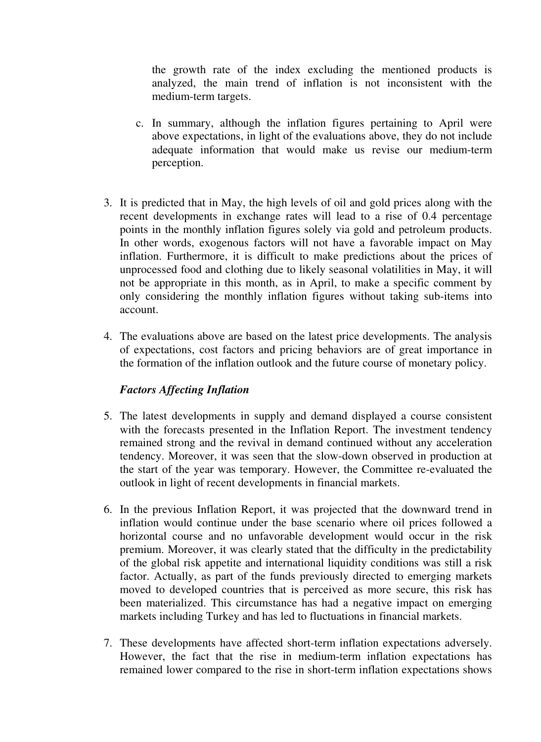the growth rate of the index excluding the mentioned products is analyzed, the main trend of inflation is not inconsistent with the medium-term targets.

c. In summary, although the inflation figures pertaining to April were above expectations, in light of the evaluations above, they do not include adequate information that would make us revise our medium-term perception.

3. It is predicted that in May, the high levels of oil and gold prices along with the recent developments in exchange rates will lead to a rise of 0.4 percentage points in the monthly inflation figures solely via gold and petroleum products. In other words, exogenous factors will not have a favorable impact on May inflation. Furthermore, it is difficult to make predictions about the prices of unprocessed food and clothing due to likely seasonal volatilities in May, it will not be appropriate in this month, as in April, to make a specific comment by only considering the monthly inflation figures without taking sub-items into account.

4. The evaluations above are based on the latest price developments. The analysis of expectations, cost factors and pricing behaviors are of great importance in the formation of the inflation outlook and the future course of monetary policy.

***Factors Affecting Inflation***

5. The latest developments in supply and demand displayed a course consistent with the forecasts presented in the Inflation Report. The investment tendency remained strong and the revival in demand continued without any acceleration tendency. Moreover, it was seen that the slow-down observed in production at the start of the year was temporary. However, the Committee re-evaluated the outlook in light of recent developments in financial markets.

6. In the previous Inflation Report, it was projected that the downward trend in inflation would continue under the base scenario where oil prices followed a horizontal course and no unfavorable development would occur in the risk premium. Moreover, it was clearly stated that the difficulty in the predictability of the global risk appetite and international liquidity conditions was still a risk factor. Actually, as part of the funds previously directed to emerging markets moved to developed countries that is perceived as more secure, this risk has been materialized. This circumstance has had a negative impact on emerging markets including Turkey and has led to fluctuations in financial markets.

7. These developments have affected short-term inflation expectations adversely. However, the fact that the rise in medium-term inflation expectations has remained lower compared to the rise in short-term inflation expectations shows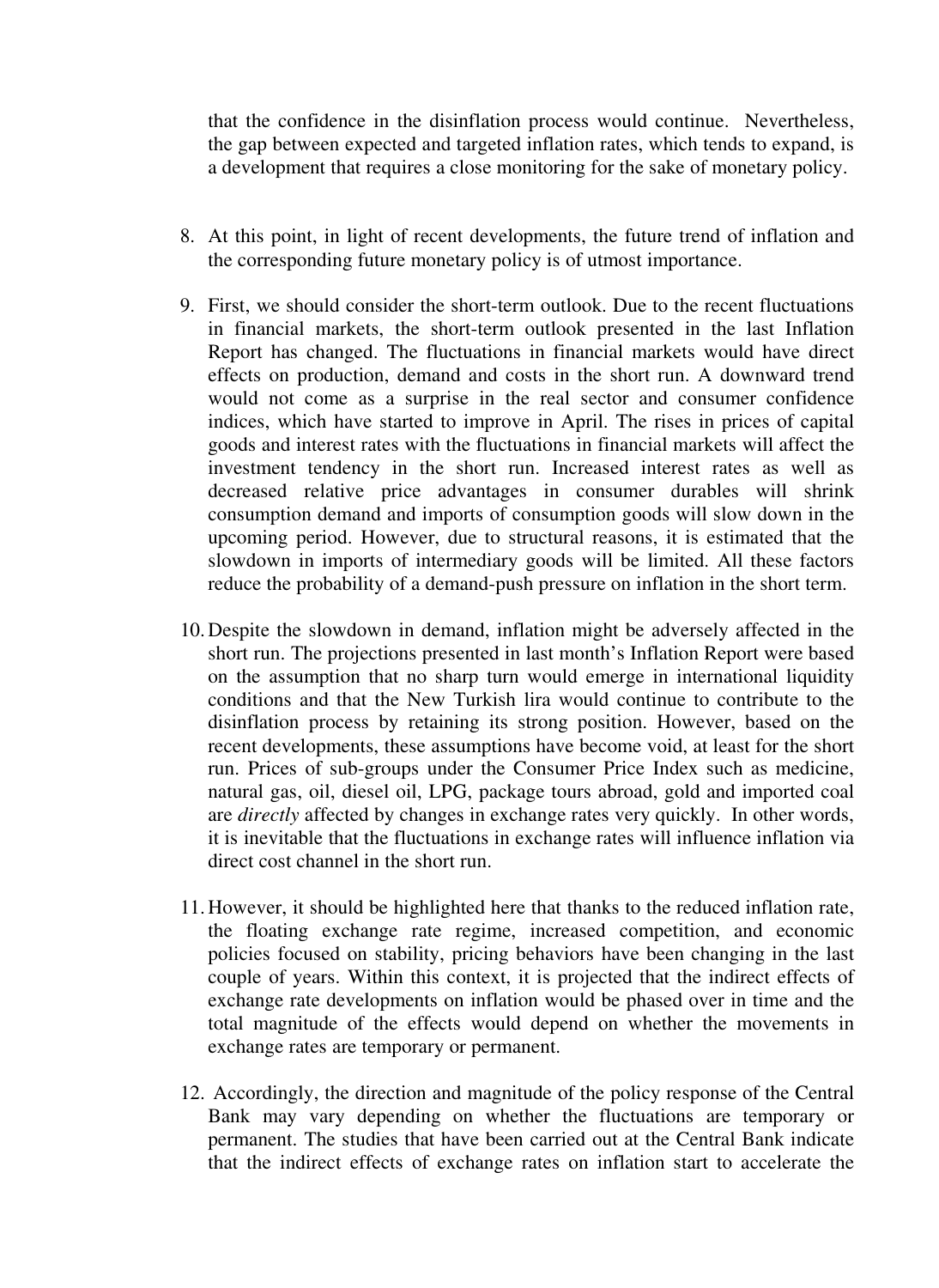that the confidence in the disinflation process would continue. Nevertheless, the gap between expected and targeted inflation rates, which tends to expand, is a development that requires a close monitoring for the sake of monetary policy.

8. At this point, in light of recent developments, the future trend of inflation and the corresponding future monetary policy is of utmost importance.

9. First, we should consider the short-term outlook. Due to the recent fluctuations in financial markets, the short-term outlook presented in the last Inflation Report has changed. The fluctuations in financial markets would have direct effects on production, demand and costs in the short run. A downward trend would not come as a surprise in the real sector and consumer confidence indices, which have started to improve in April. The rises in prices of capital goods and interest rates with the fluctuations in financial markets will affect the investment tendency in the short run. Increased interest rates as well as decreased relative price advantages in consumer durables will shrink consumption demand and imports of consumption goods will slow down in the upcoming period. However, due to structural reasons, it is estimated that the slowdown in imports of intermediary goods will be limited. All these factors reduce the probability of a demand-push pressure on inflation in the short term.

10. Despite the slowdown in demand, inflation might be adversely affected in the short run. The projections presented in last month's Inflation Report were based on the assumption that no sharp turn would emerge in international liquidity conditions and that the New Turkish lira would continue to contribute to the disinflation process by retaining its strong position. However, based on the recent developments, these assumptions have become void, at least for the short run. Prices of sub-groups under the Consumer Price Index such as medicine, natural gas, oil, diesel oil, LPG, package tours abroad, gold and imported coal are *directly* affected by changes in exchange rates very quickly. In other words, it is inevitable that the fluctuations in exchange rates will influence inflation via direct cost channel in the short run.

11. However, it should be highlighted here that thanks to the reduced inflation rate, the floating exchange rate regime, increased competition, and economic policies focused on stability, pricing behaviors have been changing in the last couple of years. Within this context, it is projected that the indirect effects of exchange rate developments on inflation would be phased over in time and the total magnitude of the effects would depend on whether the movements in exchange rates are temporary or permanent.

12. Accordingly, the direction and magnitude of the policy response of the Central Bank may vary depending on whether the fluctuations are temporary or permanent. The studies that have been carried out at the Central Bank indicate that the indirect effects of exchange rates on inflation start to accelerate the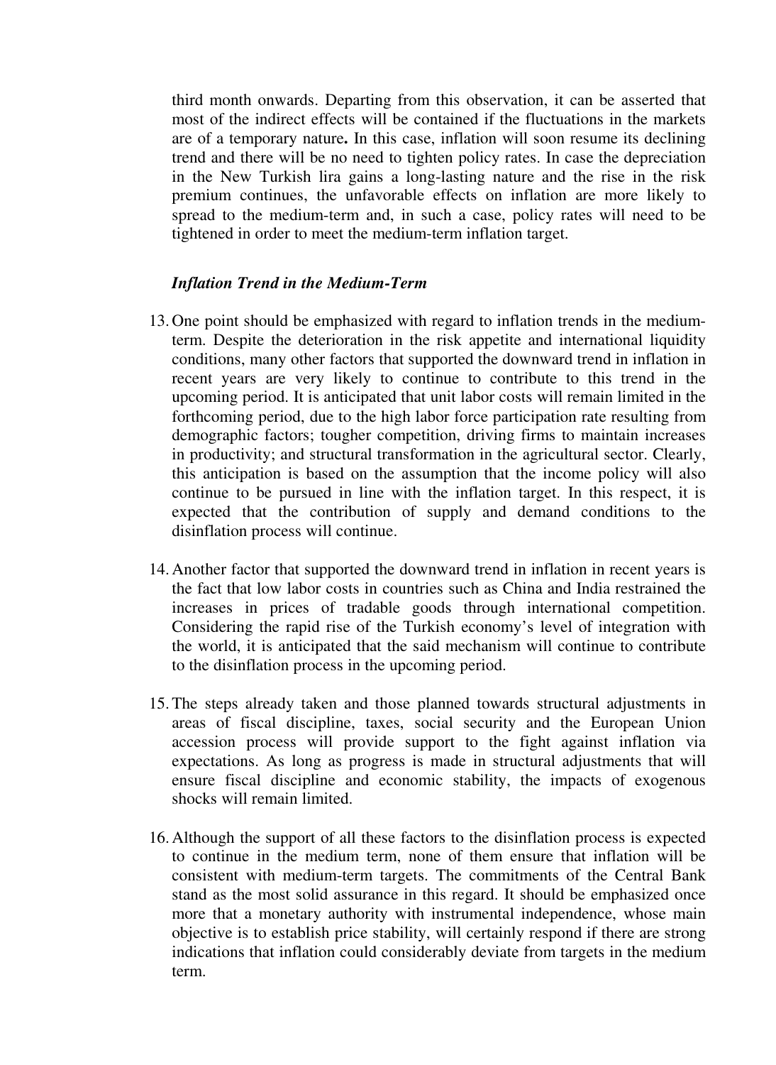third month onwards. Departing from this observation, it can be asserted that most of the indirect effects will be contained if the fluctuations in the markets are of a temporary nature**.** In this case, inflation will soon resume its declining trend and there will be no need to tighten policy rates. In case the depreciation in the New Turkish lira gains a long-lasting nature and the rise in the risk premium continues, the unfavorable effects on inflation are more likely to spread to the medium-term and, in such a case, policy rates will need to be tightened in order to meet the medium-term inflation target.

***Inflation Trend in the Medium-Term***

13. One point should be emphasized with regard to inflation trends in the medium-term. Despite the deterioration in the risk appetite and international liquidity conditions, many other factors that supported the downward trend in inflation in recent years are very likely to continue to contribute to this trend in the upcoming period. It is anticipated that unit labor costs will remain limited in the forthcoming period, due to the high labor force participation rate resulting from demographic factors; tougher competition, driving firms to maintain increases in productivity; and structural transformation in the agricultural sector. Clearly, this anticipation is based on the assumption that the income policy will also continue to be pursued in line with the inflation target. In this respect, it is expected that the contribution of supply and demand conditions to the disinflation process will continue.

14. Another factor that supported the downward trend in inflation in recent years is the fact that low labor costs in countries such as China and India restrained the increases in prices of tradable goods through international competition. Considering the rapid rise of the Turkish economy's level of integration with the world, it is anticipated that the said mechanism will continue to contribute to the disinflation process in the upcoming period.

15. The steps already taken and those planned towards structural adjustments in areas of fiscal discipline, taxes, social security and the European Union accession process will provide support to the fight against inflation via expectations. As long as progress is made in structural adjustments that will ensure fiscal discipline and economic stability, the impacts of exogenous shocks will remain limited.

16. Although the support of all these factors to the disinflation process is expected to continue in the medium term, none of them ensure that inflation will be consistent with medium-term targets. The commitments of the Central Bank stand as the most solid assurance in this regard. It should be emphasized once more that a monetary authority with instrumental independence, whose main objective is to establish price stability, will certainly respond if there are strong indications that inflation could considerably deviate from targets in the medium term.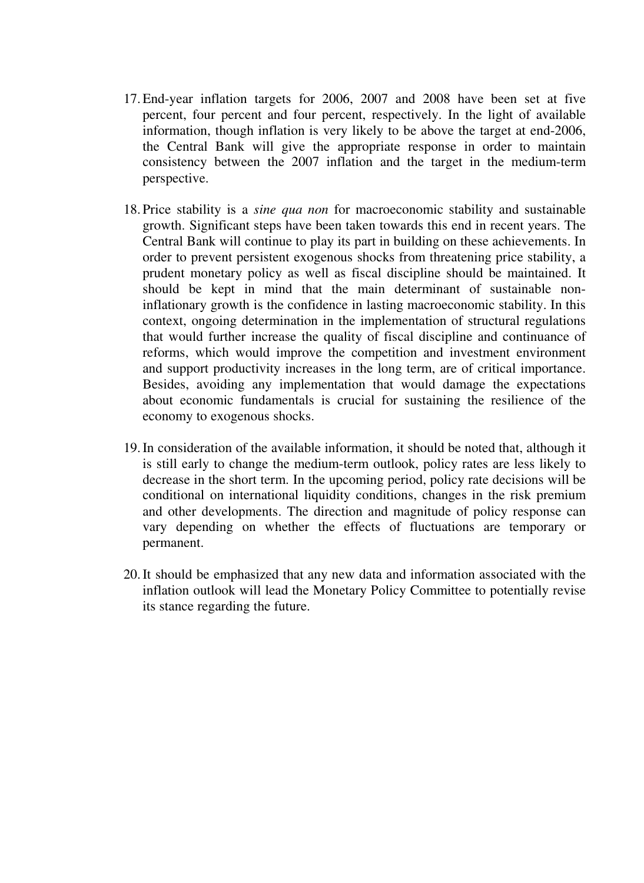17. End-year inflation targets for 2006, 2007 and 2008 have been set at five percent, four percent and four percent, respectively. In the light of available information, though inflation is very likely to be above the target at end-2006, the Central Bank will give the appropriate response in order to maintain consistency between the 2007 inflation and the target in the medium-term perspective.

18. Price stability is a *sine qua non* for macroeconomic stability and sustainable growth. Significant steps have been taken towards this end in recent years. The Central Bank will continue to play its part in building on these achievements. In order to prevent persistent exogenous shocks from threatening price stability, a prudent monetary policy as well as fiscal discipline should be maintained. It should be kept in mind that the main determinant of sustainable non-inflationary growth is the confidence in lasting macroeconomic stability. In this context, ongoing determination in the implementation of structural regulations that would further increase the quality of fiscal discipline and continuance of reforms, which would improve the competition and investment environment and support productivity increases in the long term, are of critical importance. Besides, avoiding any implementation that would damage the expectations about economic fundamentals is crucial for sustaining the resilience of the economy to exogenous shocks.

19. In consideration of the available information, it should be noted that, although it is still early to change the medium-term outlook, policy rates are less likely to decrease in the short term. In the upcoming period, policy rate decisions will be conditional on international liquidity conditions, changes in the risk premium and other developments. The direction and magnitude of policy response can vary depending on whether the effects of fluctuations are temporary or permanent.

20. It should be emphasized that any new data and information associated with the inflation outlook will lead the Monetary Policy Committee to potentially revise its stance regarding the future.